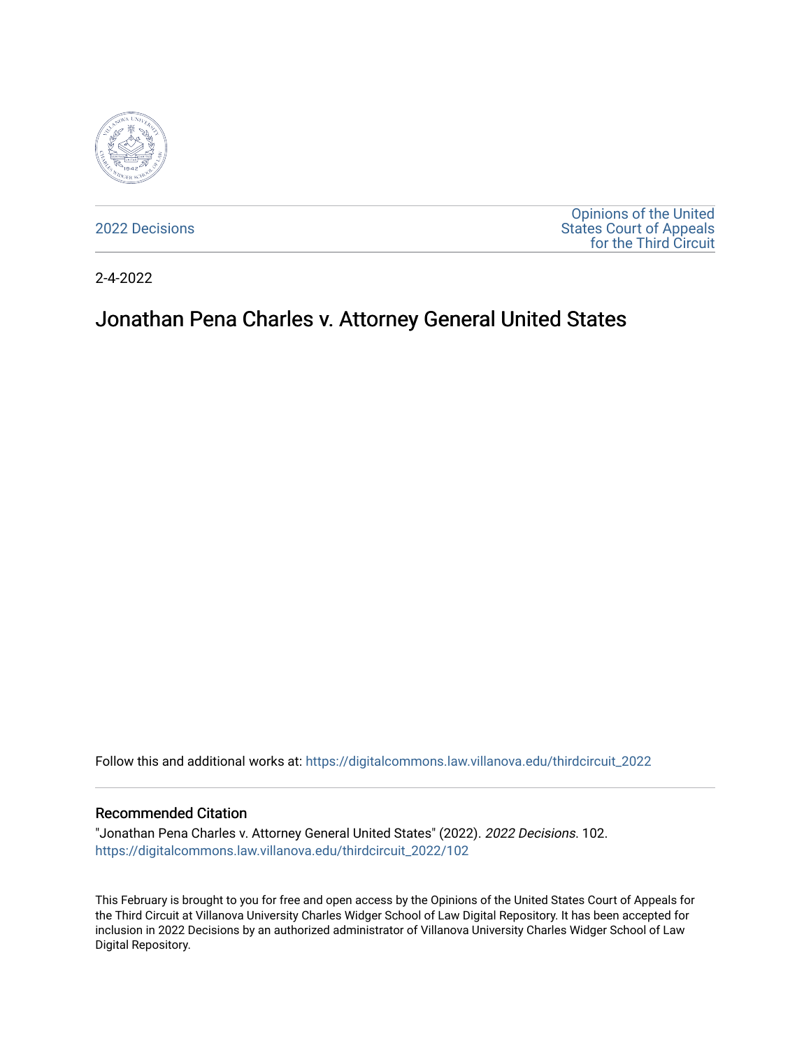2022 Decisions

Opinions of the United States Court of Appeals for the Third Circuit

2-4-2022

# Jonathan Pena Charles v. Attorney General United States

Follow this and additional works at: https://digitalcommons.law.villanova.edu/thirdcircuit_2022

### Recommended Citation

"Jonathan Pena Charles v. Attorney General United States" (2022). *2022 Decisions*. 102.
https://digitalcommons.law.villanova.edu/thirdcircuit_2022/102

This February is brought to you for free and open access by the Opinions of the United States Court of Appeals for the Third Circuit at Villanova University Charles Widger School of Law Digital Repository. It has been accepted for inclusion in 2022 Decisions by an authorized administrator of Villanova University Charles Widger School of Law Digital Repository.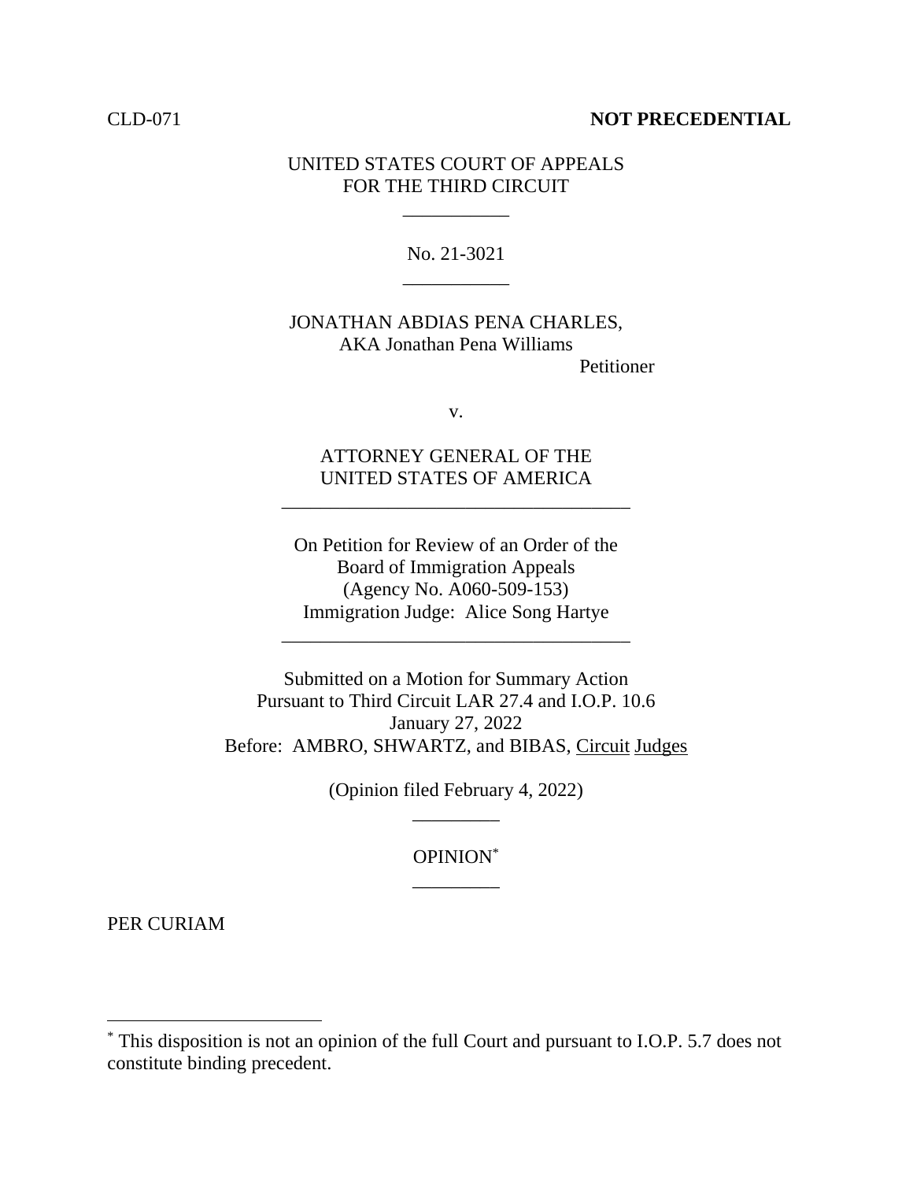CLD-071 **NOT PRECEDENTIAL**

UNITED STATES COURT OF APPEALS
FOR THE THIRD CIRCUIT

No. 21-3021

JONATHAN ABDIAS PENA CHARLES,
AKA Jonathan Pena Williams
Petitioner

v.

ATTORNEY GENERAL OF THE
UNITED STATES OF AMERICA

On Petition for Review of an Order of the
Board of Immigration Appeals
(Agency No. A060-509-153)
Immigration Judge: Alice Song Hartye

Submitted on a Motion for Summary Action
Pursuant to Third Circuit LAR 27.4 and I.O.P. 10.6
January 27, 2022
Before: AMBRO, SHWARTZ, and BIBAS, Circuit Judges

(Opinion filed February 4, 2022)

OPINION*

PER CURIAM

* This disposition is not an opinion of the full Court and pursuant to I.O.P. 5.7 does not constitute binding precedent.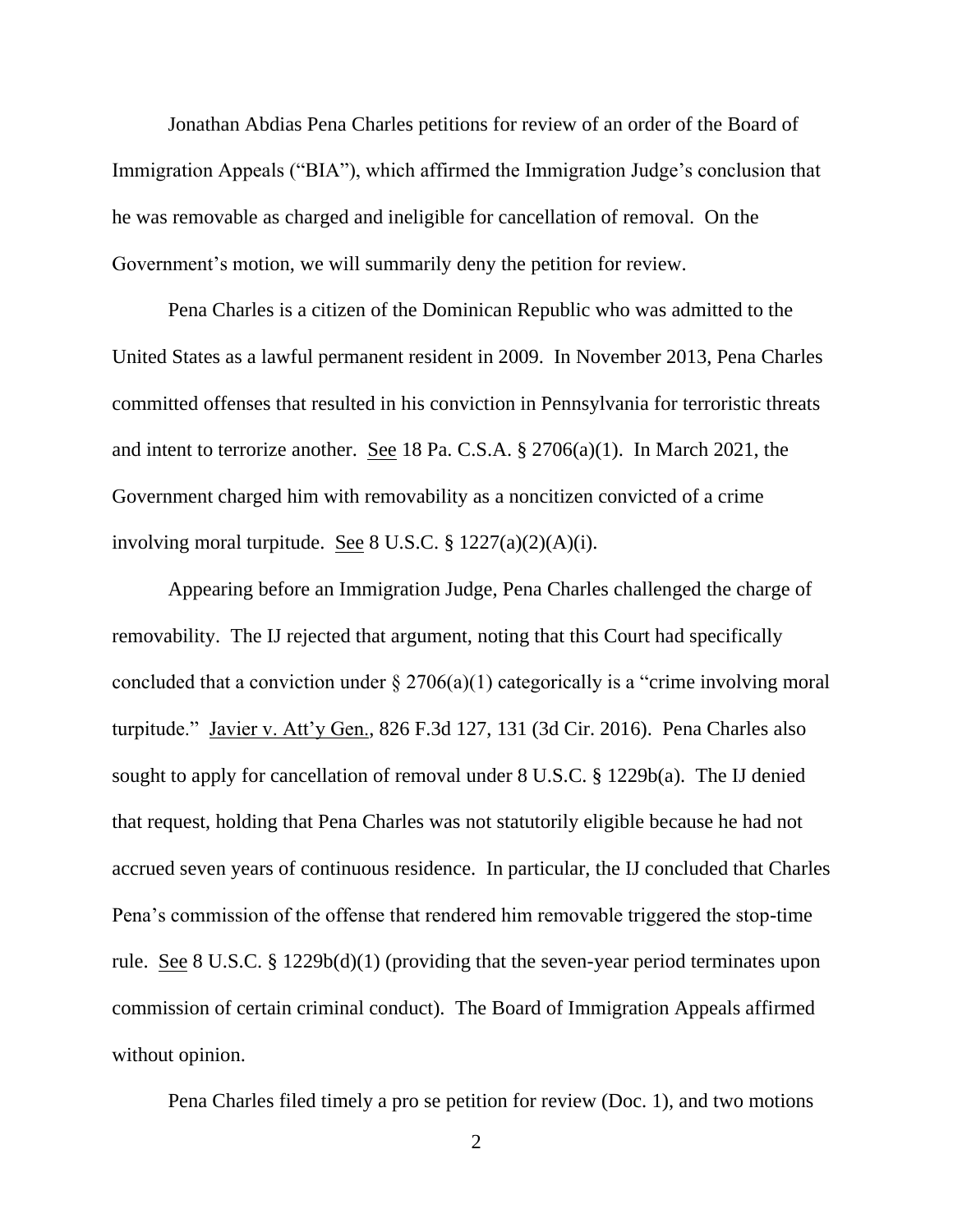Jonathan Abdias Pena Charles petitions for review of an order of the Board of Immigration Appeals ("BIA"), which affirmed the Immigration Judge's conclusion that he was removable as charged and ineligible for cancellation of removal. On the Government's motion, we will summarily deny the petition for review.

Pena Charles is a citizen of the Dominican Republic who was admitted to the United States as a lawful permanent resident in 2009. In November 2013, Pena Charles committed offenses that resulted in his conviction in Pennsylvania for terroristic threats and intent to terrorize another. See 18 Pa. C.S.A. § 2706(a)(1). In March 2021, the Government charged him with removability as a noncitizen convicted of a crime involving moral turpitude. See 8 U.S.C. § 1227(a)(2)(A)(i).

Appearing before an Immigration Judge, Pena Charles challenged the charge of removability. The IJ rejected that argument, noting that this Court had specifically concluded that a conviction under § 2706(a)(1) categorically is a "crime involving moral turpitude." Javier v. Att'y Gen., 826 F.3d 127, 131 (3d Cir. 2016). Pena Charles also sought to apply for cancellation of removal under 8 U.S.C. § 1229b(a). The IJ denied that request, holding that Pena Charles was not statutorily eligible because he had not accrued seven years of continuous residence. In particular, the IJ concluded that Charles Pena's commission of the offense that rendered him removable triggered the stop-time rule. See 8 U.S.C. § 1229b(d)(1) (providing that the seven-year period terminates upon commission of certain criminal conduct). The Board of Immigration Appeals affirmed without opinion.

Pena Charles filed timely a pro se petition for review (Doc. 1), and two motions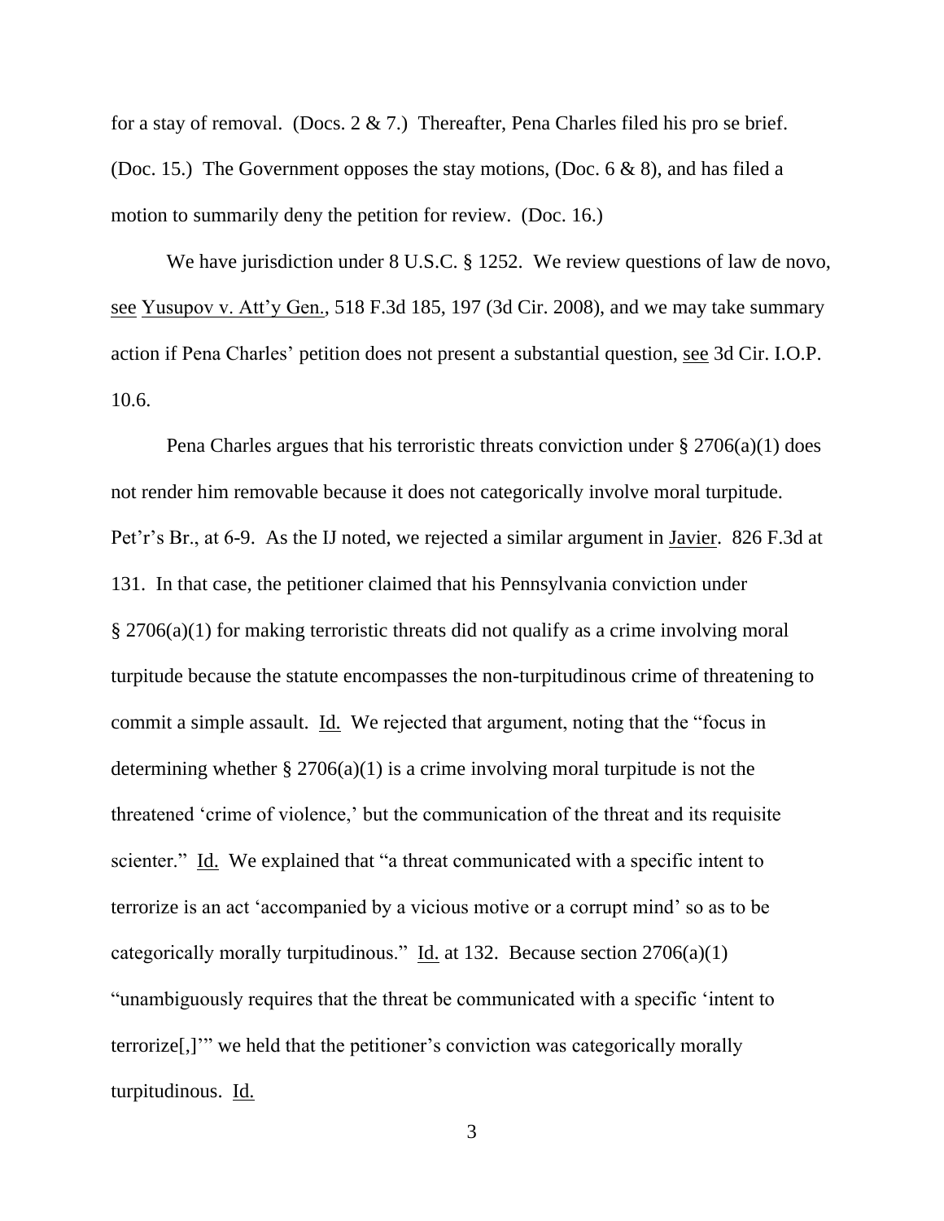for a stay of removal. (Docs. 2 & 7.) Thereafter, Pena Charles filed his pro se brief. (Doc. 15.) The Government opposes the stay motions, (Doc. 6 & 8), and has filed a motion to summarily deny the petition for review. (Doc. 16.)

We have jurisdiction under 8 U.S.C. § 1252. We review questions of law de novo, see Yusupov v. Att'y Gen., 518 F.3d 185, 197 (3d Cir. 2008), and we may take summary action if Pena Charles' petition does not present a substantial question, see 3d Cir. I.O.P. 10.6.

Pena Charles argues that his terroristic threats conviction under § 2706(a)(1) does not render him removable because it does not categorically involve moral turpitude. Pet'r's Br., at 6-9. As the IJ noted, we rejected a similar argument in Javier. 826 F.3d at 131. In that case, the petitioner claimed that his Pennsylvania conviction under § 2706(a)(1) for making terroristic threats did not qualify as a crime involving moral turpitude because the statute encompasses the non-turpitudinous crime of threatening to commit a simple assault. Id. We rejected that argument, noting that the "focus in determining whether § 2706(a)(1) is a crime involving moral turpitude is not the threatened 'crime of violence,' but the communication of the threat and its requisite scienter." Id. We explained that "a threat communicated with a specific intent to terrorize is an act 'accompanied by a vicious motive or a corrupt mind' so as to be categorically morally turpitudinous." Id. at 132. Because section 2706(a)(1) "unambiguously requires that the threat be communicated with a specific 'intent to terrorize[,]'" we held that the petitioner's conviction was categorically morally turpitudinous. Id.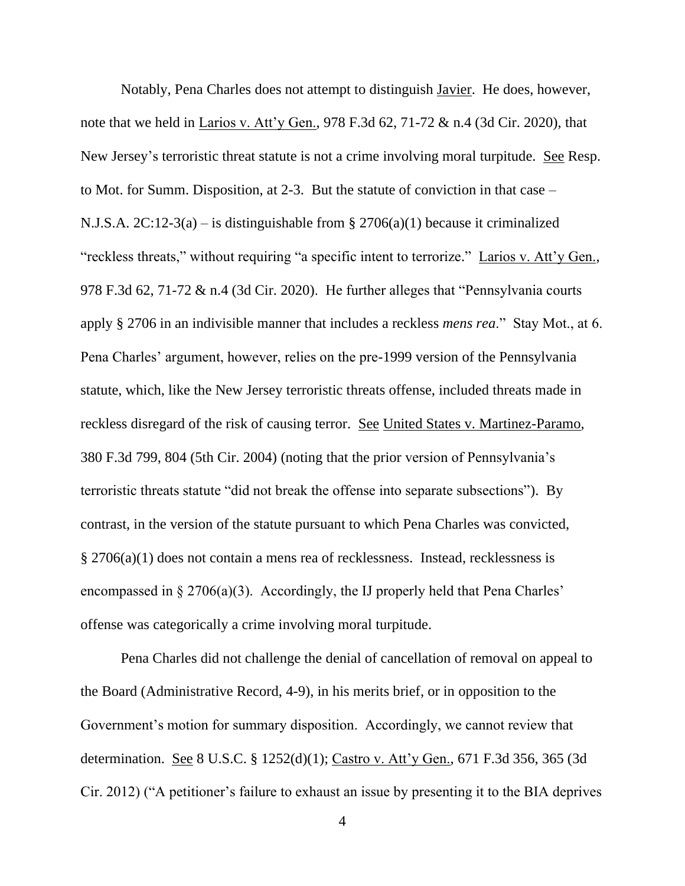Notably, Pena Charles does not attempt to distinguish Javier. He does, however, note that we held in Larios v. Att'y Gen., 978 F.3d 62, 71-72 & n.4 (3d Cir. 2020), that New Jersey's terroristic threat statute is not a crime involving moral turpitude. See Resp. to Mot. for Summ. Disposition, at 2-3. But the statute of conviction in that case – N.J.S.A. 2C:12-3(a) – is distinguishable from § 2706(a)(1) because it criminalized "reckless threats," without requiring "a specific intent to terrorize." Larios v. Att'y Gen., 978 F.3d 62, 71-72 & n.4 (3d Cir. 2020). He further alleges that "Pennsylvania courts apply § 2706 in an indivisible manner that includes a reckless *mens rea*." Stay Mot., at 6. Pena Charles' argument, however, relies on the pre-1999 version of the Pennsylvania statute, which, like the New Jersey terroristic threats offense, included threats made in reckless disregard of the risk of causing terror. See United States v. Martinez-Paramo, 380 F.3d 799, 804 (5th Cir. 2004) (noting that the prior version of Pennsylvania's terroristic threats statute "did not break the offense into separate subsections"). By contrast, in the version of the statute pursuant to which Pena Charles was convicted, § 2706(a)(1) does not contain a mens rea of recklessness. Instead, recklessness is encompassed in § 2706(a)(3). Accordingly, the IJ properly held that Pena Charles' offense was categorically a crime involving moral turpitude.

Pena Charles did not challenge the denial of cancellation of removal on appeal to the Board (Administrative Record, 4-9), in his merits brief, or in opposition to the Government's motion for summary disposition. Accordingly, we cannot review that determination. See 8 U.S.C. § 1252(d)(1); Castro v. Att'y Gen., 671 F.3d 356, 365 (3d Cir. 2012) ("A petitioner's failure to exhaust an issue by presenting it to the BIA deprives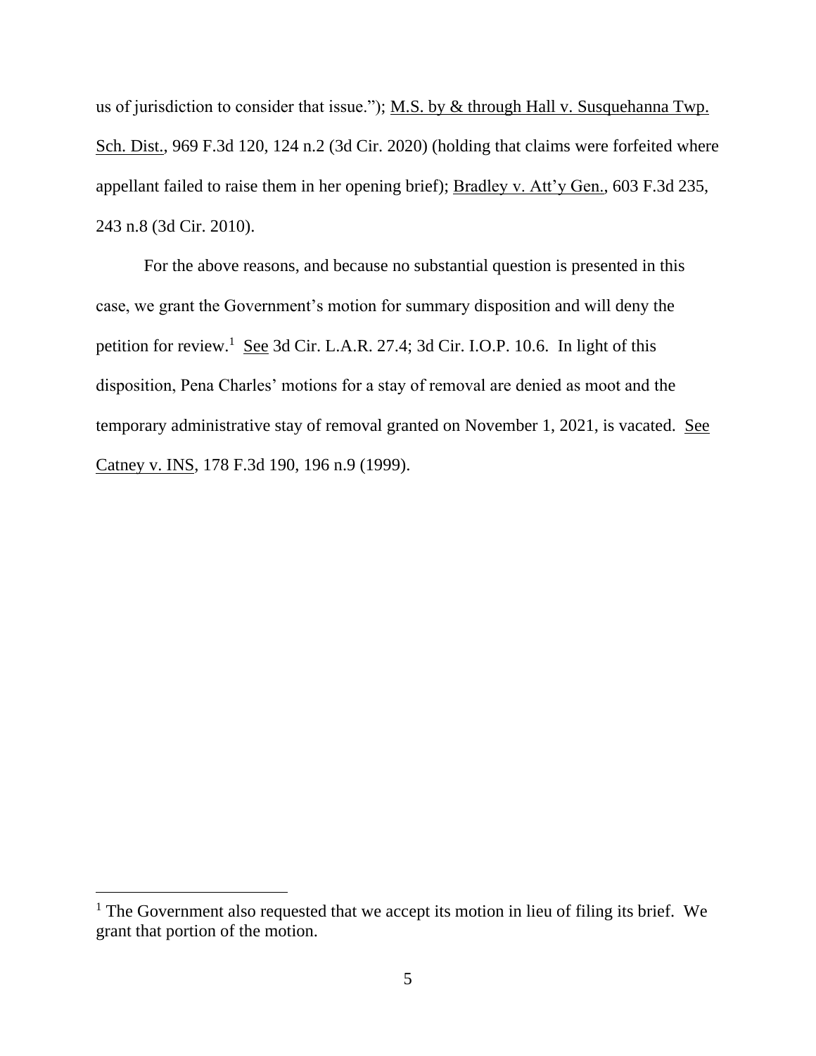us of jurisdiction to consider that issue."); M.S. by & through Hall v. Susquehanna Twp. Sch. Dist., 969 F.3d 120, 124 n.2 (3d Cir. 2020) (holding that claims were forfeited where appellant failed to raise them in her opening brief); Bradley v. Att'y Gen., 603 F.3d 235, 243 n.8 (3d Cir. 2010).

For the above reasons, and because no substantial question is presented in this case, we grant the Government's motion for summary disposition and will deny the petition for review.[1] See 3d Cir. L.A.R. 27.4; 3d Cir. I.O.P. 10.6. In light of this disposition, Pena Charles' motions for a stay of removal are denied as moot and the temporary administrative stay of removal granted on November 1, 2021, is vacated. See Catney v. INS, 178 F.3d 190, 196 n.9 (1999).

[1] The Government also requested that we accept its motion in lieu of filing its brief. We grant that portion of the motion.